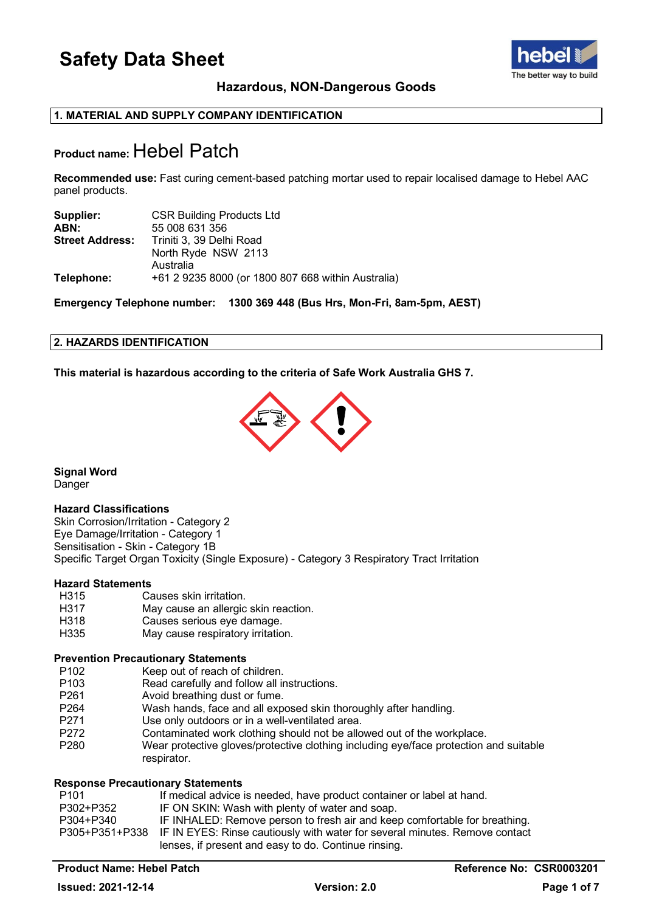# Safety Data Sheet

**Hazardous, NON-Dangerous Goods**

## 1. MATERIAL AND SUPPLY COMPANY IDENTIFICATION

**Product name:** Hebel Patch

**Recommended use:** Fast curing cement-based patching mortar used to repair localised damage to Hebel AAC panel products.

| | |
|---|---|
| **Supplier:** | CSR Building Products Ltd |
| **ABN:** | 55 008 631 356 |
| **Street Address:** | Triniti 3, 39 Delhi Road<br>North Ryde NSW 2113<br>Australia |
| **Telephone:** | +61 2 9235 8000 (or 1800 807 668 within Australia) |

**Emergency Telephone number: 1300 369 448 (Bus Hrs, Mon-Fri, 8am-5pm, AEST)**

## 2. HAZARDS IDENTIFICATION

**This material is hazardous according to the criteria of Safe Work Australia GHS 7.**

**Signal Word**
Danger

**Hazard Classifications**
Skin Corrosion/Irritation - Category 2
Eye Damage/Irritation - Category 1
Sensitisation - Skin - Category 1B
Specific Target Organ Toxicity (Single Exposure) - Category 3 Respiratory Tract Irritation

**Hazard Statements**

| | |
|---|---|
| H315 | Causes skin irritation. |
| H317 | May cause an allergic skin reaction. |
| H318 | Causes serious eye damage. |
| H335 | May cause respiratory irritation. |

**Prevention Precautionary Statements**

| | |
|---|---|
| P102 | Keep out of reach of children. |
| P103 | Read carefully and follow all instructions. |
| P261 | Avoid breathing dust or fume. |
| P264 | Wash hands, face and all exposed skin thoroughly after handling. |
| P271 | Use only outdoors or in a well-ventilated area. |
| P272 | Contaminated work clothing should not be allowed out of the workplace. |
| P280 | Wear protective gloves/protective clothing including eye/face protection and suitable respirator. |

**Response Precautionary Statements**

| | |
|---|---|
| P101 | If medical advice is needed, have product container or label at hand. |
| P302+P352 | IF ON SKIN: Wash with plenty of water and soap. |
| P304+P340 | IF INHALED: Remove person to fresh air and keep comfortable for breathing. |
| P305+P351+P338 | IF IN EYES: Rinse cautiously with water for several minutes. Remove contact lenses, if present and easy to do. Continue rinsing. |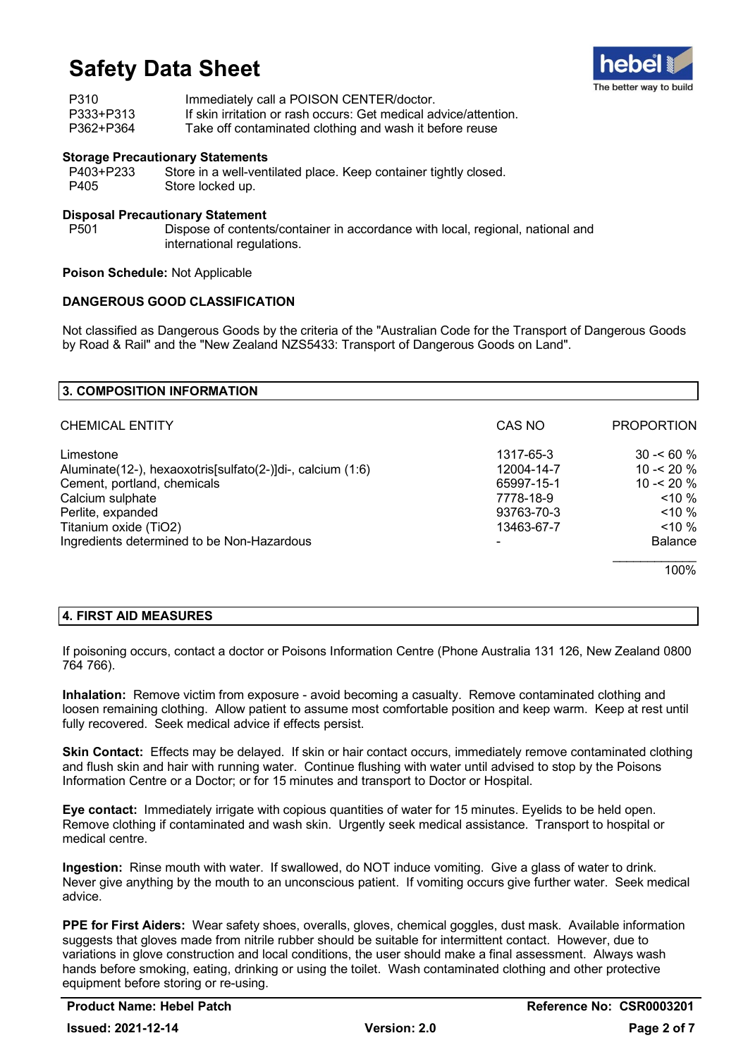| | |
|---|---|
| P310 | Immediately call a POISON CENTER/doctor. |
| P333+P313 | If skin irritation or rash occurs: Get medical advice/attention. |
| P362+P364 | Take off contaminated clothing and wash it before reuse |

**Storage Precautionary Statements**

| | |
|---|---|
| P403+P233 | Store in a well-ventilated place. Keep container tightly closed. |
| P405 | Store locked up. |

**Disposal Precautionary Statement**

| | |
|---|---|
| P501 | Dispose of contents/container in accordance with local, regional, national and international regulations. |

**Poison Schedule:** Not Applicable

**DANGEROUS GOOD CLASSIFICATION**

Not classified as Dangerous Goods by the criteria of the "Australian Code for the Transport of Dangerous Goods by Road & Rail" and the "New Zealand NZS5433: Transport of Dangerous Goods on Land".

## 3. COMPOSITION INFORMATION

| CHEMICAL ENTITY | CAS NO | PROPORTION |
|---|---|---|
| Limestone | 1317-65-3 | 30 -< 60 % |
| Aluminate(12-), hexaoxotris[sulfato(2-)]di-, calcium (1:6) | 12004-14-7 | 10 -< 20 % |
| Cement, portland, chemicals | 65997-15-1 | 10 -< 20 % |
| Calcium sulphate | 7778-18-9 | <10 % |
| Perlite, expanded | 93763-70-3 | <10 % |
| Titanium oxide (TiO2) | 13463-67-7 | <10 % |
| Ingredients determined to be Non-Hazardous | - | Balance |
| | | 100% |

## 4. FIRST AID MEASURES

If poisoning occurs, contact a doctor or Poisons Information Centre (Phone Australia 131 126, New Zealand 0800 764 766).

**Inhalation:** Remove victim from exposure - avoid becoming a casualty. Remove contaminated clothing and loosen remaining clothing. Allow patient to assume most comfortable position and keep warm. Keep at rest until fully recovered. Seek medical advice if effects persist.

**Skin Contact:** Effects may be delayed. If skin or hair contact occurs, immediately remove contaminated clothing and flush skin and hair with running water. Continue flushing with water until advised to stop by the Poisons Information Centre or a Doctor; or for 15 minutes and transport to Doctor or Hospital.

**Eye contact:** Immediately irrigate with copious quantities of water for 15 minutes. Eyelids to be held open. Remove clothing if contaminated and wash skin. Urgently seek medical assistance. Transport to hospital or medical centre.

**Ingestion:** Rinse mouth with water. If swallowed, do NOT induce vomiting. Give a glass of water to drink. Never give anything by the mouth to an unconscious patient. If vomiting occurs give further water. Seek medical advice.

**PPE for First Aiders:** Wear safety shoes, overalls, gloves, chemical goggles, dust mask. Available information suggests that gloves made from nitrile rubber should be suitable for intermittent contact. However, due to variations in glove construction and local conditions, the user should make a final assessment. Always wash hands before smoking, eating, drinking or using the toilet. Wash contaminated clothing and other protective equipment before storing or re-using.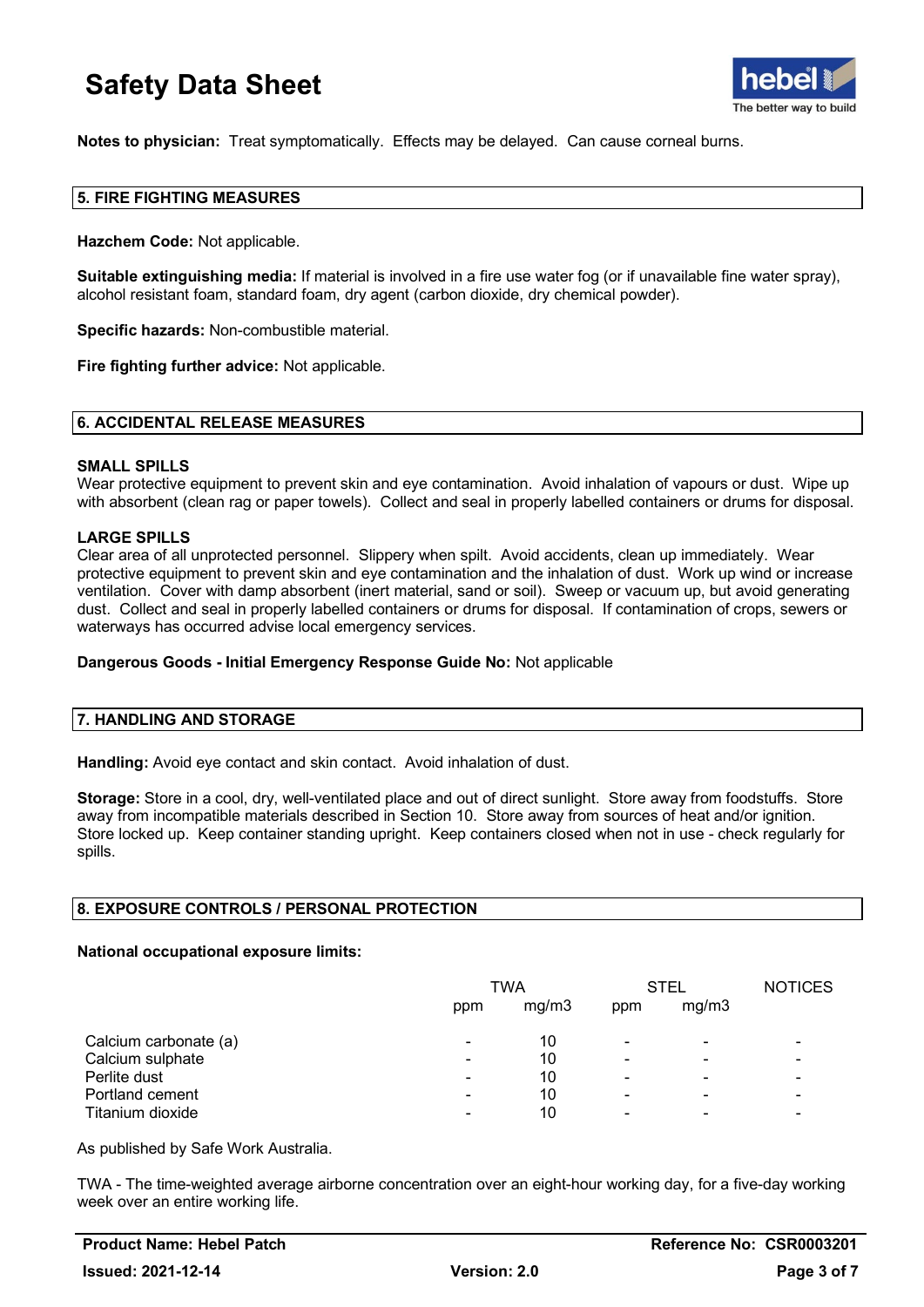**Notes to physician:** Treat symptomatically. Effects may be delayed. Can cause corneal burns.

## 5. FIRE FIGHTING MEASURES

**Hazchem Code:** Not applicable.

**Suitable extinguishing media:** If material is involved in a fire use water fog (or if unavailable fine water spray), alcohol resistant foam, standard foam, dry agent (carbon dioxide, dry chemical powder).

**Specific hazards:** Non-combustible material.

**Fire fighting further advice:** Not applicable.

## 6. ACCIDENTAL RELEASE MEASURES

### SMALL SPILLS

Wear protective equipment to prevent skin and eye contamination. Avoid inhalation of vapours or dust. Wipe up with absorbent (clean rag or paper towels). Collect and seal in properly labelled containers or drums for disposal.

### LARGE SPILLS

Clear area of all unprotected personnel. Slippery when spilt. Avoid accidents, clean up immediately. Wear protective equipment to prevent skin and eye contamination and the inhalation of dust. Work up wind or increase ventilation. Cover with damp absorbent (inert material, sand or soil). Sweep or vacuum up, but avoid generating dust. Collect and seal in properly labelled containers or drums for disposal. If contamination of crops, sewers or waterways has occurred advise local emergency services.

**Dangerous Goods - Initial Emergency Response Guide No:** Not applicable

## 7. HANDLING AND STORAGE

**Handling:** Avoid eye contact and skin contact. Avoid inhalation of dust.

**Storage:** Store in a cool, dry, well-ventilated place and out of direct sunlight. Store away from foodstuffs. Store away from incompatible materials described in Section 10. Store away from sources of heat and/or ignition. Store locked up. Keep container standing upright. Keep containers closed when not in use - check regularly for spills.

## 8. EXPOSURE CONTROLS / PERSONAL PROTECTION

**National occupational exposure limits:**

| | TWA | | STEL | | NOTICES |
|---|---|---|---|---|---|
| | ppm | mg/m3 | ppm | mg/m3 | |
| Calcium carbonate (a) | - | 10 | - | - | - |
| Calcium sulphate | - | 10 | - | - | - |
| Perlite dust | - | 10 | - | - | - |
| Portland cement | - | 10 | - | - | - |
| Titanium dioxide | - | 10 | - | - | - |

As published by Safe Work Australia.

TWA - The time-weighted average airborne concentration over an eight-hour working day, for a five-day working week over an entire working life.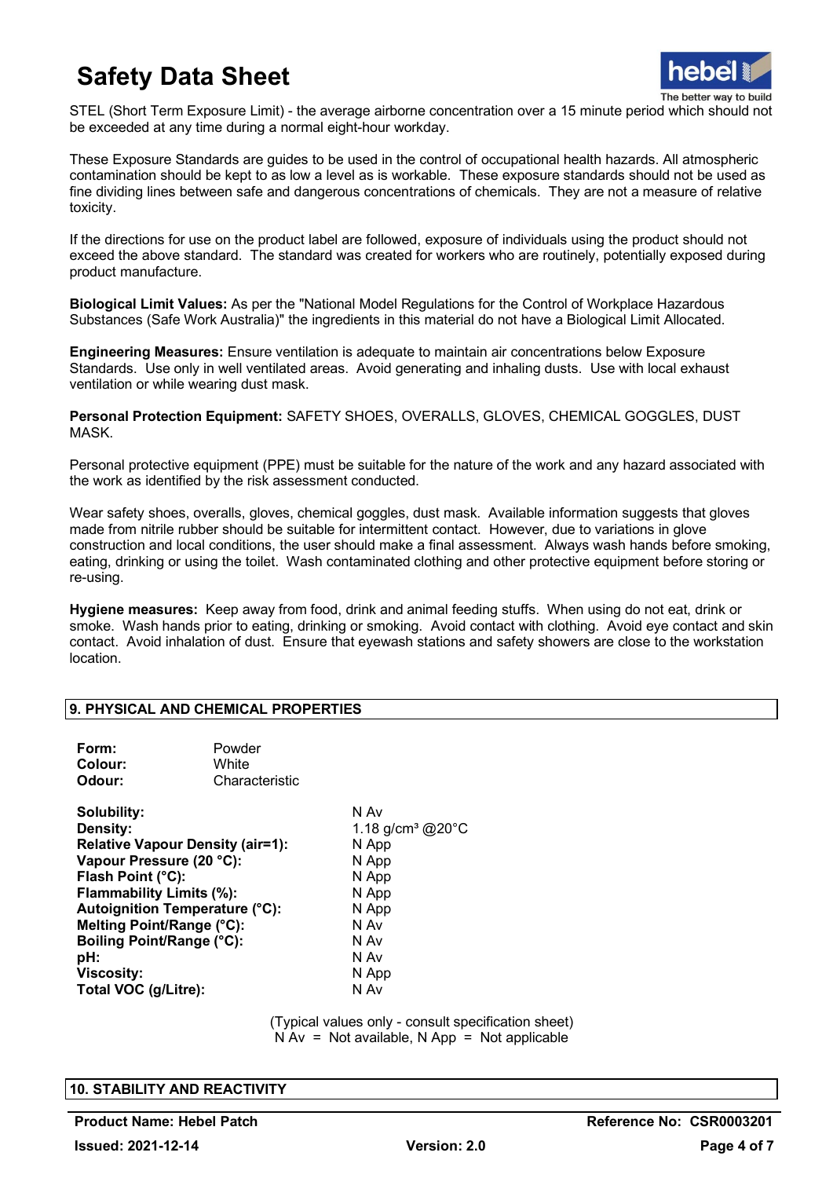STEL (Short Term Exposure Limit) - the average airborne concentration over a 15 minute period which should not be exceeded at any time during a normal eight-hour workday.

These Exposure Standards are guides to be used in the control of occupational health hazards. All atmospheric contamination should be kept to as low a level as is workable. These exposure standards should not be used as fine dividing lines between safe and dangerous concentrations of chemicals. They are not a measure of relative toxicity.

If the directions for use on the product label are followed, exposure of individuals using the product should not exceed the above standard. The standard was created for workers who are routinely, potentially exposed during product manufacture.

**Biological Limit Values:** As per the "National Model Regulations for the Control of Workplace Hazardous Substances (Safe Work Australia)" the ingredients in this material do not have a Biological Limit Allocated.

**Engineering Measures:** Ensure ventilation is adequate to maintain air concentrations below Exposure Standards. Use only in well ventilated areas. Avoid generating and inhaling dusts. Use with local exhaust ventilation or while wearing dust mask.

**Personal Protection Equipment:** SAFETY SHOES, OVERALLS, GLOVES, CHEMICAL GOGGLES, DUST MASK.

Personal protective equipment (PPE) must be suitable for the nature of the work and any hazard associated with the work as identified by the risk assessment conducted.

Wear safety shoes, overalls, gloves, chemical goggles, dust mask. Available information suggests that gloves made from nitrile rubber should be suitable for intermittent contact. However, due to variations in glove construction and local conditions, the user should make a final assessment. Always wash hands before smoking, eating, drinking or using the toilet. Wash contaminated clothing and other protective equipment before storing or re-using.

**Hygiene measures:** Keep away from food, drink and animal feeding stuffs. When using do not eat, drink or smoke. Wash hands prior to eating, drinking or smoking. Avoid contact with clothing. Avoid eye contact and skin contact. Avoid inhalation of dust. Ensure that eyewash stations and safety showers are close to the workstation location.

## 9. PHYSICAL AND CHEMICAL PROPERTIES

**Form:** Powder
**Colour:** White
**Odour:** Characteristic

| | |
|---|---|
| **Solubility:** | N Av |
| **Density:** | 1.18 g/cm³ @20°C |
| **Relative Vapour Density (air=1):** | N App |
| **Vapour Pressure (20 °C):** | N App |
| **Flash Point (°C):** | N App |
| **Flammability Limits (%):** | N App |
| **Autoignition Temperature (°C):** | N App |
| **Melting Point/Range (°C):** | N Av |
| **Boiling Point/Range (°C):** | N Av |
| **pH:** | N Av |
| **Viscosity:** | N App |
| **Total VOC (g/Litre):** | N Av |

(Typical values only - consult specification sheet)
N Av = Not available, N App = Not applicable

## 10. STABILITY AND REACTIVITY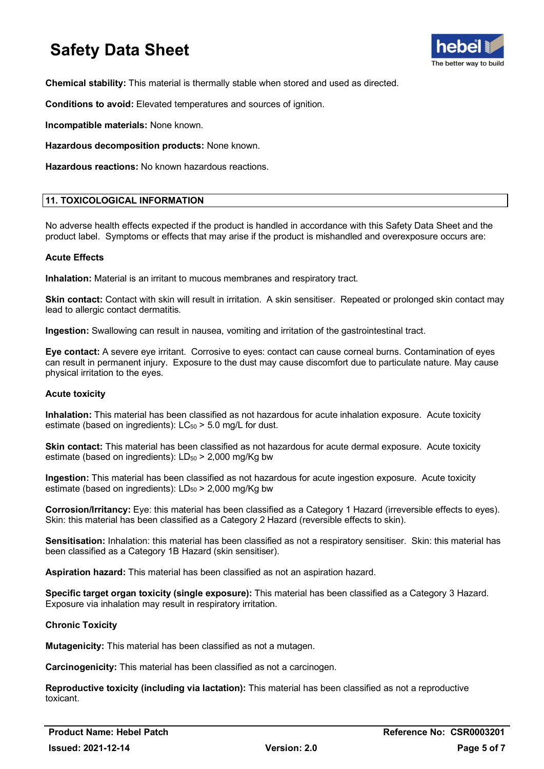**Chemical stability:** This material is thermally stable when stored and used as directed.

**Conditions to avoid:** Elevated temperatures and sources of ignition.

**Incompatible materials:** None known.

**Hazardous decomposition products:** None known.

**Hazardous reactions:** No known hazardous reactions.

## 11. TOXICOLOGICAL INFORMATION

No adverse health effects expected if the product is handled in accordance with this Safety Data Sheet and the product label. Symptoms or effects that may arise if the product is mishandled and overexposure occurs are:

**Acute Effects**

**Inhalation:** Material is an irritant to mucous membranes and respiratory tract.

**Skin contact:** Contact with skin will result in irritation. A skin sensitiser. Repeated or prolonged skin contact may lead to allergic contact dermatitis.

**Ingestion:** Swallowing can result in nausea, vomiting and irritation of the gastrointestinal tract.

**Eye contact:** A severe eye irritant. Corrosive to eyes: contact can cause corneal burns. Contamination of eyes can result in permanent injury. Exposure to the dust may cause discomfort due to particulate nature. May cause physical irritation to the eyes.

**Acute toxicity**

**Inhalation:** This material has been classified as not hazardous for acute inhalation exposure. Acute toxicity estimate (based on ingredients): $LC_{50}$ > 5.0 mg/L for dust.

**Skin contact:** This material has been classified as not hazardous for acute dermal exposure. Acute toxicity estimate (based on ingredients): $LD_{50}$ > 2,000 mg/Kg bw

**Ingestion:** This material has been classified as not hazardous for acute ingestion exposure. Acute toxicity estimate (based on ingredients): $LD_{50}$ > 2,000 mg/Kg bw

**Corrosion/Irritancy:** Eye: this material has been classified as a Category 1 Hazard (irreversible effects to eyes). Skin: this material has been classified as a Category 2 Hazard (reversible effects to skin).

**Sensitisation:** Inhalation: this material has been classified as not a respiratory sensitiser. Skin: this material has been classified as a Category 1B Hazard (skin sensitiser).

**Aspiration hazard:** This material has been classified as not an aspiration hazard.

**Specific target organ toxicity (single exposure):** This material has been classified as a Category 3 Hazard. Exposure via inhalation may result in respiratory irritation.

**Chronic Toxicity**

**Mutagenicity:** This material has been classified as not a mutagen.

**Carcinogenicity:** This material has been classified as not a carcinogen.

**Reproductive toxicity (including via lactation):** This material has been classified as not a reproductive toxicant.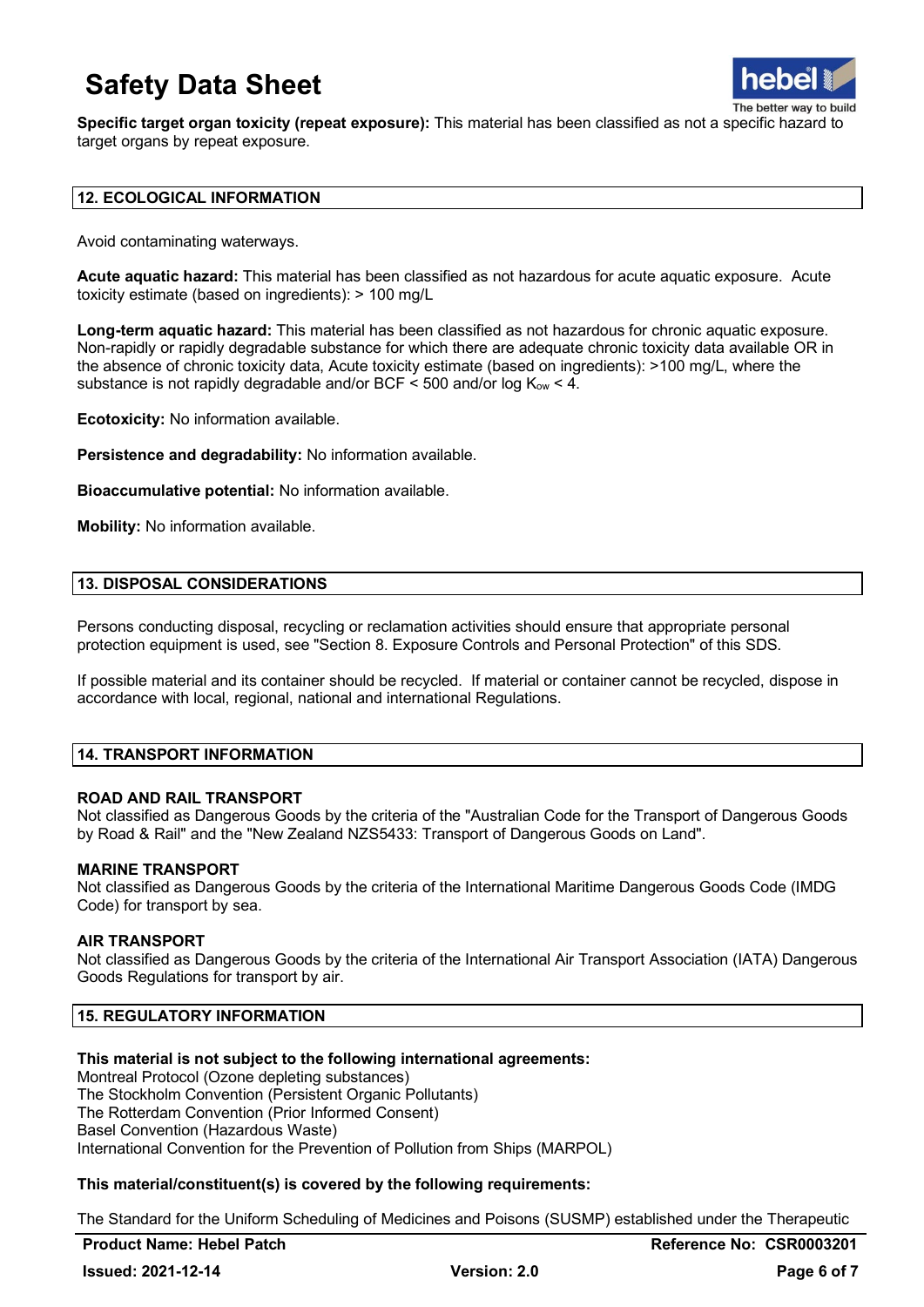**Specific target organ toxicity (repeat exposure):** This material has been classified as not a specific hazard to target organs by repeat exposure.

## 12. ECOLOGICAL INFORMATION

Avoid contaminating waterways.

**Acute aquatic hazard:** This material has been classified as not hazardous for acute aquatic exposure. Acute toxicity estimate (based on ingredients): > 100 mg/L

**Long-term aquatic hazard:** This material has been classified as not hazardous for chronic aquatic exposure. Non-rapidly or rapidly degradable substance for which there are adequate chronic toxicity data available OR in the absence of chronic toxicity data, Acute toxicity estimate (based on ingredients): >100 mg/L, where the substance is not rapidly degradable and/or BCF < 500 and/or log $K_{ow}$ < 4.

**Ecotoxicity:** No information available.

**Persistence and degradability:** No information available.

**Bioaccumulative potential:** No information available.

**Mobility:** No information available.

## 13. DISPOSAL CONSIDERATIONS

Persons conducting disposal, recycling or reclamation activities should ensure that appropriate personal protection equipment is used, see "Section 8. Exposure Controls and Personal Protection" of this SDS.

If possible material and its container should be recycled. If material or container cannot be recycled, dispose in accordance with local, regional, national and international Regulations.

## 14. TRANSPORT INFORMATION

**ROAD AND RAIL TRANSPORT**
Not classified as Dangerous Goods by the criteria of the "Australian Code for the Transport of Dangerous Goods by Road & Rail" and the "New Zealand NZS5433: Transport of Dangerous Goods on Land".

**MARINE TRANSPORT**
Not classified as Dangerous Goods by the criteria of the International Maritime Dangerous Goods Code (IMDG Code) for transport by sea.

**AIR TRANSPORT**
Not classified as Dangerous Goods by the criteria of the International Air Transport Association (IATA) Dangerous Goods Regulations for transport by air.

## 15. REGULATORY INFORMATION

**This material is not subject to the following international agreements:**
Montreal Protocol (Ozone depleting substances)
The Stockholm Convention (Persistent Organic Pollutants)
The Rotterdam Convention (Prior Informed Consent)
Basel Convention (Hazardous Waste)
International Convention for the Prevention of Pollution from Ships (MARPOL)

**This material/constituent(s) is covered by the following requirements:**

The Standard for the Uniform Scheduling of Medicines and Poisons (SUSMP) established under the Therapeutic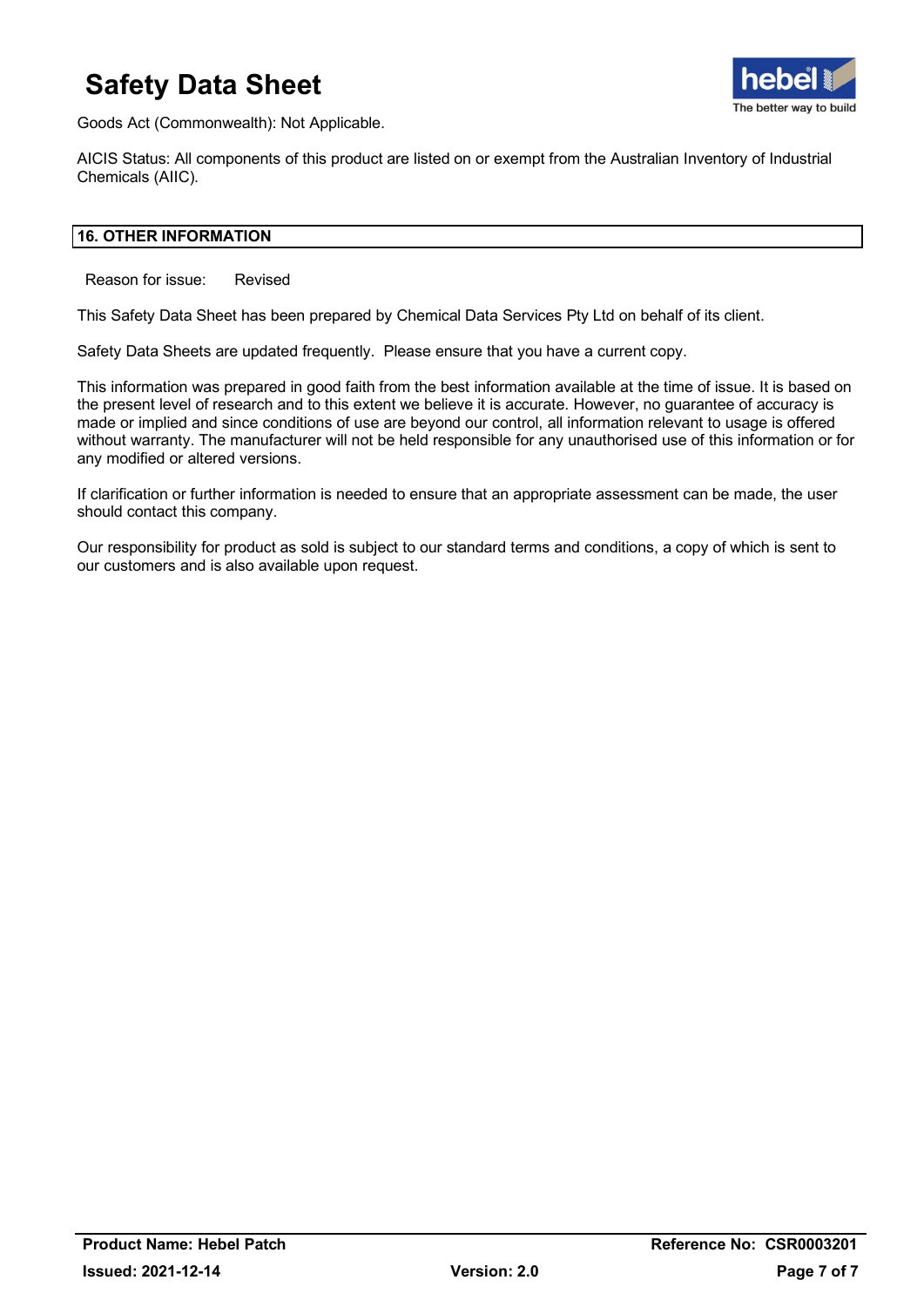Goods Act (Commonwealth): Not Applicable.

AICIS Status: All components of this product are listed on or exempt from the Australian Inventory of Industrial Chemicals (AIIC).

## 16. OTHER INFORMATION

Reason for issue: Revised

This Safety Data Sheet has been prepared by Chemical Data Services Pty Ltd on behalf of its client.

Safety Data Sheets are updated frequently. Please ensure that you have a current copy.

This information was prepared in good faith from the best information available at the time of issue. It is based on the present level of research and to this extent we believe it is accurate. However, no guarantee of accuracy is made or implied and since conditions of use are beyond our control, all information relevant to usage is offered without warranty. The manufacturer will not be held responsible for any unauthorised use of this information or for any modified or altered versions.

If clarification or further information is needed to ensure that an appropriate assessment can be made, the user should contact this company.

Our responsibility for product as sold is subject to our standard terms and conditions, a copy of which is sent to our customers and is also available upon request.